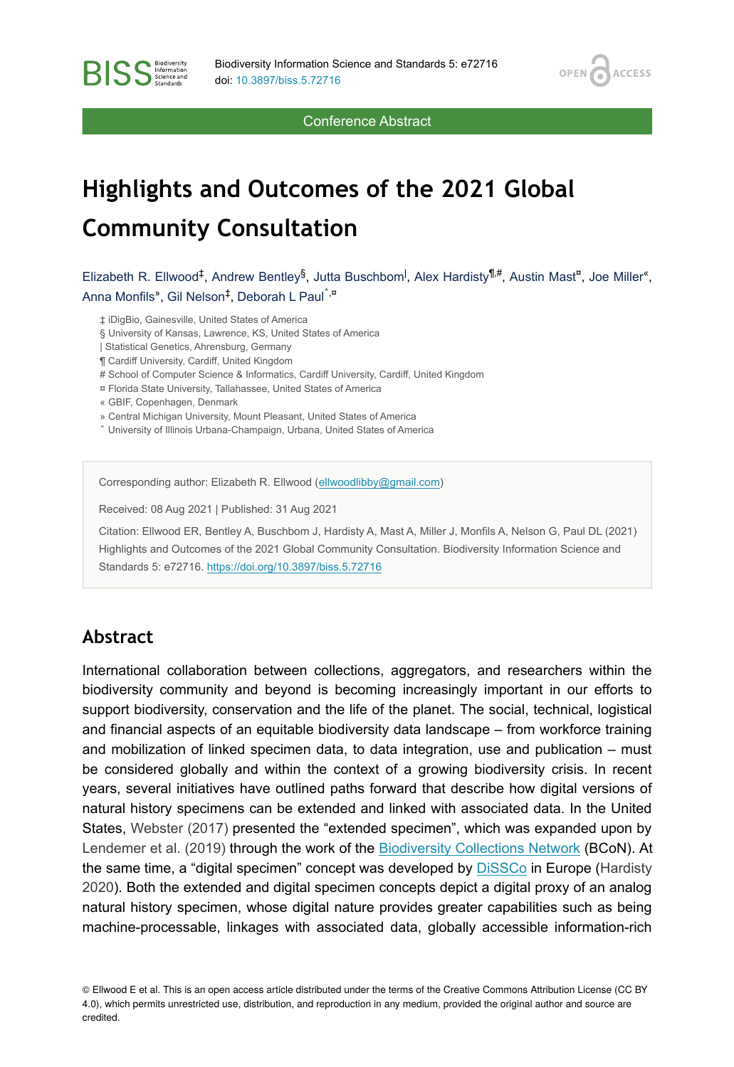Conference Abstract

# Highlights and Outcomes of the 2021 Global Community Consultation

Elizabeth R. Ellwood[‡], Andrew Bentley[§], Jutta Buschbom[|], Alex Hardisty[¶,#], Austin Mast[¤], Joe Miller[«], Anna Monfils[»], Gil Nelson[‡], Deborah L Paul[˄,¤]

‡ iDigBio, Gainesville, United States of America
§ University of Kansas, Lawrence, KS, United States of America
| Statistical Genetics, Ahrensburg, Germany
¶ Cardiff University, Cardiff, United Kingdom
# School of Computer Science & Informatics, Cardiff University, Cardiff, United Kingdom
¤ Florida State University, Tallahassee, United States of America
« GBIF, Copenhagen, Denmark
» Central Michigan University, Mount Pleasant, United States of America
˄ University of Illinois Urbana-Champaign, Urbana, United States of America

Corresponding author: Elizabeth R. Ellwood (ellwoodlibby@gmail.com)

Received: 08 Aug 2021 | Published: 31 Aug 2021

Citation: Ellwood ER, Bentley A, Buschbom J, Hardisty A, Mast A, Miller J, Monfils A, Nelson G, Paul DL (2021) Highlights and Outcomes of the 2021 Global Community Consultation. Biodiversity Information Science and Standards 5: e72716. https://doi.org/10.3897/biss.5.72716

## Abstract

International collaboration between collections, aggregators, and researchers within the biodiversity community and beyond is becoming increasingly important in our efforts to support biodiversity, conservation and the life of the planet. The social, technical, logistical and financial aspects of an equitable biodiversity data landscape – from workforce training and mobilization of linked specimen data, to data integration, use and publication – must be considered globally and within the context of a growing biodiversity crisis. In recent years, several initiatives have outlined paths forward that describe how digital versions of natural history specimens can be extended and linked with associated data. In the United States, Webster (2017) presented the "extended specimen", which was expanded upon by Lendemer et al. (2019) through the work of the Biodiversity Collections Network (BCoN). At the same time, a "digital specimen" concept was developed by DiSSCo in Europe (Hardisty 2020). Both the extended and digital specimen concepts depict a digital proxy of an analog natural history specimen, whose digital nature provides greater capabilities such as being machine-processable, linkages with associated data, globally accessible information-rich

© Ellwood E et al. This is an open access article distributed under the terms of the Creative Commons Attribution License (CC BY 4.0), which permits unrestricted use, distribution, and reproduction in any medium, provided the original author and source are credited.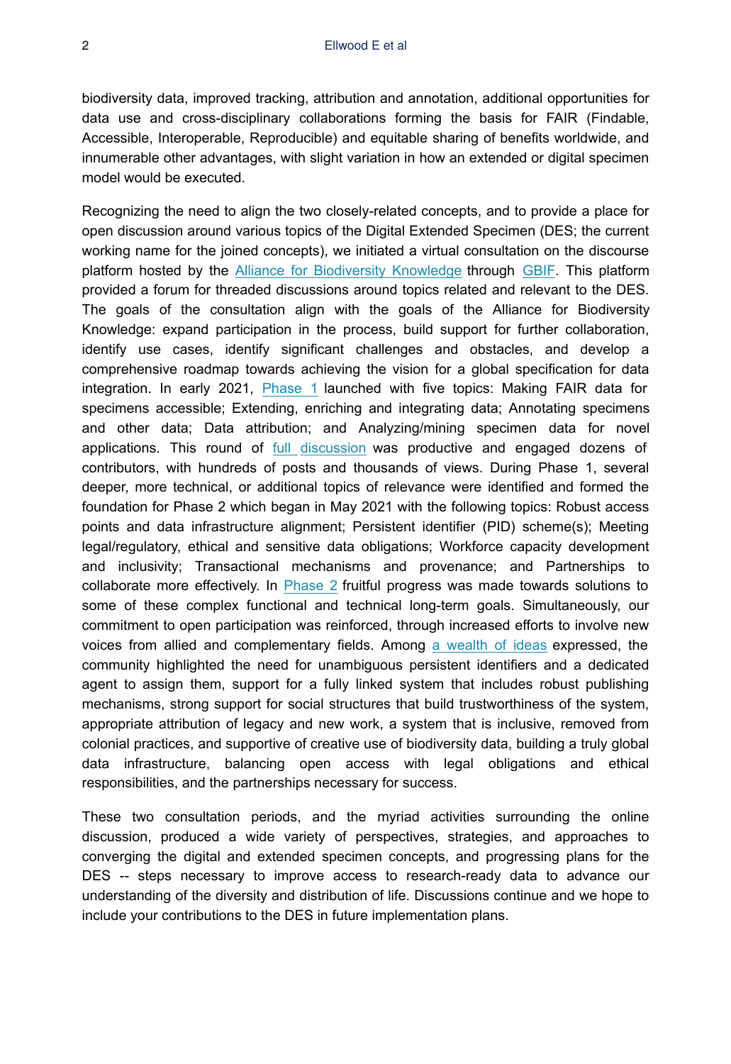biodiversity data, improved tracking, attribution and annotation, additional opportunities for data use and cross-disciplinary collaborations forming the basis for FAIR (Findable, Accessible, Interoperable, Reproducible) and equitable sharing of benefits worldwide, and innumerable other advantages, with slight variation in how an extended or digital specimen model would be executed.

Recognizing the need to align the two closely-related concepts, and to provide a place for open discussion around various topics of the Digital Extended Specimen (DES; the current working name for the joined concepts), we initiated a virtual consultation on the discourse platform hosted by the [Alliance for Biodiversity Knowledge]() through [GBIF](). This platform provided a forum for threaded discussions around topics related and relevant to the DES. The goals of the consultation align with the goals of the Alliance for Biodiversity Knowledge: expand participation in the process, build support for further collaboration, identify use cases, identify significant challenges and obstacles, and develop a comprehensive roadmap towards achieving the vision for a global specification for data integration. In early 2021, [Phase 1]() launched with five topics: Making FAIR data for specimens accessible; Extending, enriching and integrating data; Annotating specimens and other data; Data attribution; and Analyzing/mining specimen data for novel applications. This round of [full discussion]() was productive and engaged dozens of contributors, with hundreds of posts and thousands of views. During Phase 1, several deeper, more technical, or additional topics of relevance were identified and formed the foundation for Phase 2 which began in May 2021 with the following topics: Robust access points and data infrastructure alignment; Persistent identifier (PID) scheme(s); Meeting legal/regulatory, ethical and sensitive data obligations; Workforce capacity development and inclusivity; Transactional mechanisms and provenance; and Partnerships to collaborate more effectively. In [Phase 2]() fruitful progress was made towards solutions to some of these complex functional and technical long-term goals. Simultaneously, our commitment to open participation was reinforced, through increased efforts to involve new voices from allied and complementary fields. Among [a wealth of ideas]() expressed, the community highlighted the need for unambiguous persistent identifiers and a dedicated agent to assign them, support for a fully linked system that includes robust publishing mechanisms, strong support for social structures that build trustworthiness of the system, appropriate attribution of legacy and new work, a system that is inclusive, removed from colonial practices, and supportive of creative use of biodiversity data, building a truly global data infrastructure, balancing open access with legal obligations and ethical responsibilities, and the partnerships necessary for success.

These two consultation periods, and the myriad activities surrounding the online discussion, produced a wide variety of perspectives, strategies, and approaches to converging the digital and extended specimen concepts, and progressing plans for the DES -- steps necessary to improve access to research-ready data to advance our understanding of the diversity and distribution of life. Discussions continue and we hope to include your contributions to the DES in future implementation plans.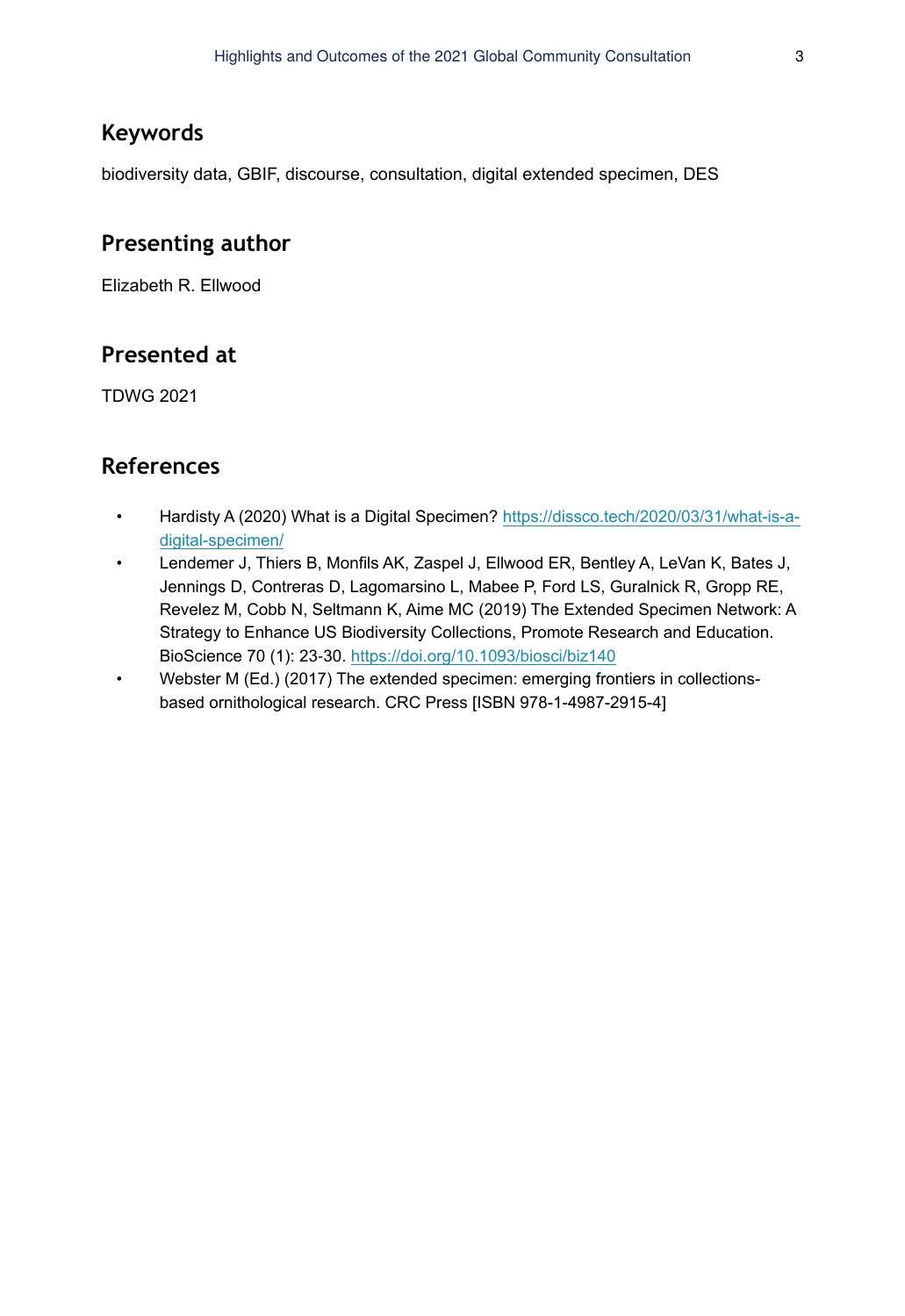## Keywords

biodiversity data, GBIF, discourse, consultation, digital extended specimen, DES

## Presenting author

Elizabeth R. Ellwood

## Presented at

TDWG 2021

## References

- Hardisty A (2020) What is a Digital Specimen? https://dissco.tech/2020/03/31/what-is-a-digital-specimen/
- Lendemer J, Thiers B, Monfils AK, Zaspel J, Ellwood ER, Bentley A, LeVan K, Bates J, Jennings D, Contreras D, Lagomarsino L, Mabee P, Ford LS, Guralnick R, Gropp RE, Revelez M, Cobb N, Seltmann K, Aime MC (2019) The Extended Specimen Network: A Strategy to Enhance US Biodiversity Collections, Promote Research and Education. BioScience 70 (1): 23-30. https://doi.org/10.1093/biosci/biz140
- Webster M (Ed.) (2017) The extended specimen: emerging frontiers in collections-based ornithological research. CRC Press [ISBN 978-1-4987-2915-4]